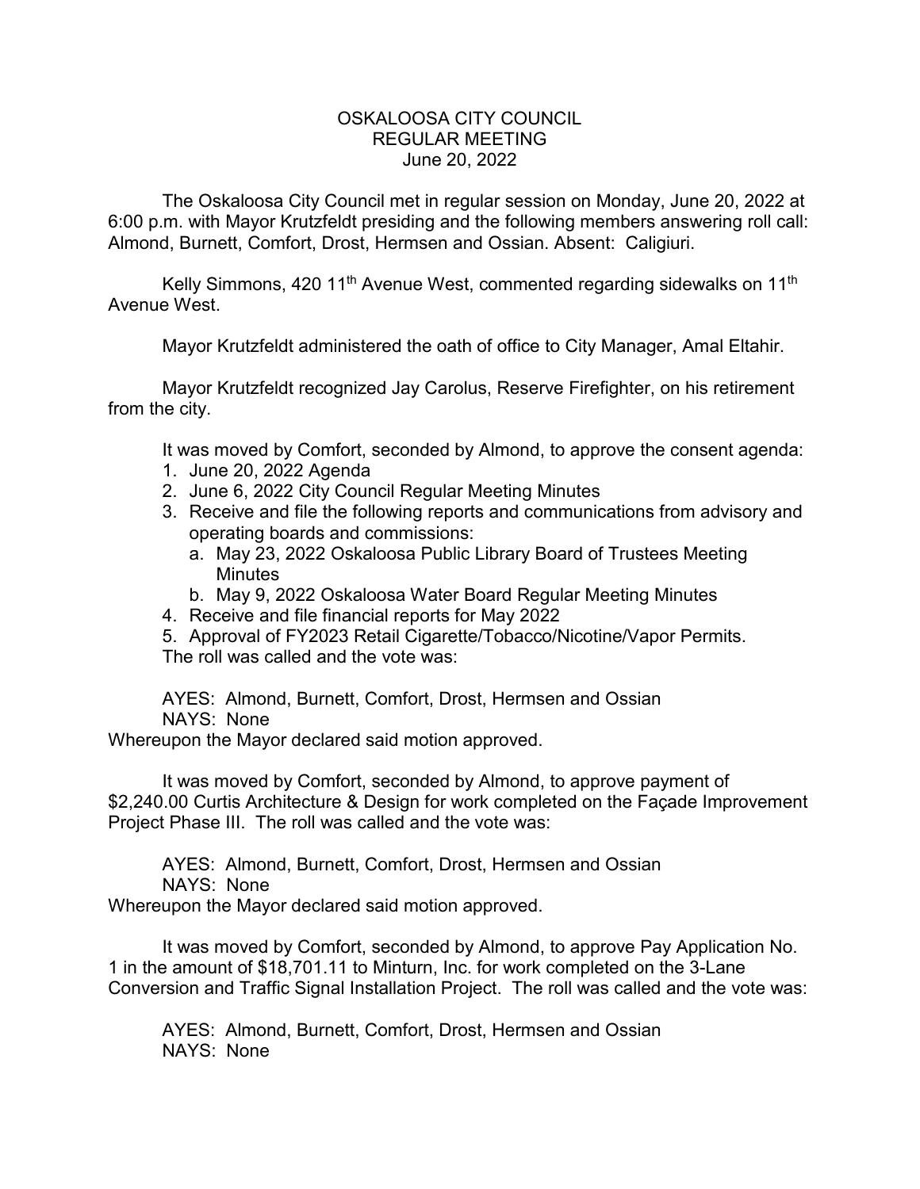# OSKALOOSA CITY COUNCIL
## REGULAR MEETING
### June 20, 2022

The Oskaloosa City Council met in regular session on Monday, June 20, 2022 at 6:00 p.m. with Mayor Krutzfeldt presiding and the following members answering roll call: Almond, Burnett, Comfort, Drost, Hermsen and Ossian. Absent: Caligiuri.

Kelly Simmons, 420 11th Avenue West, commented regarding sidewalks on 11th Avenue West.

Mayor Krutzfeldt administered the oath of office to City Manager, Amal Eltahir.

Mayor Krutzfeldt recognized Jay Carolus, Reserve Firefighter, on his retirement from the city.

It was moved by Comfort, seconded by Almond, to approve the consent agenda:

1. June 20, 2022 Agenda
2. June 6, 2022 City Council Regular Meeting Minutes
3. Receive and file the following reports and communications from advisory and operating boards and commissions:
   a. May 23, 2022 Oskaloosa Public Library Board of Trustees Meeting Minutes
   b. May 9, 2022 Oskaloosa Water Board Regular Meeting Minutes
4. Receive and file financial reports for May 2022
5. Approval of FY2023 Retail Cigarette/Tobacco/Nicotine/Vapor Permits.

The roll was called and the vote was:

AYES: Almond, Burnett, Comfort, Drost, Hermsen and Ossian
NAYS: None

Whereupon the Mayor declared said motion approved.

It was moved by Comfort, seconded by Almond, to approve payment of $2,240.00 Curtis Architecture & Design for work completed on the Façade Improvement Project Phase III. The roll was called and the vote was:

AYES: Almond, Burnett, Comfort, Drost, Hermsen and Ossian
NAYS: None

Whereupon the Mayor declared said motion approved.

It was moved by Comfort, seconded by Almond, to approve Pay Application No. 1 in the amount of $18,701.11 to Minturn, Inc. for work completed on the 3-Lane Conversion and Traffic Signal Installation Project. The roll was called and the vote was:

AYES: Almond, Burnett, Comfort, Drost, Hermsen and Ossian
NAYS: None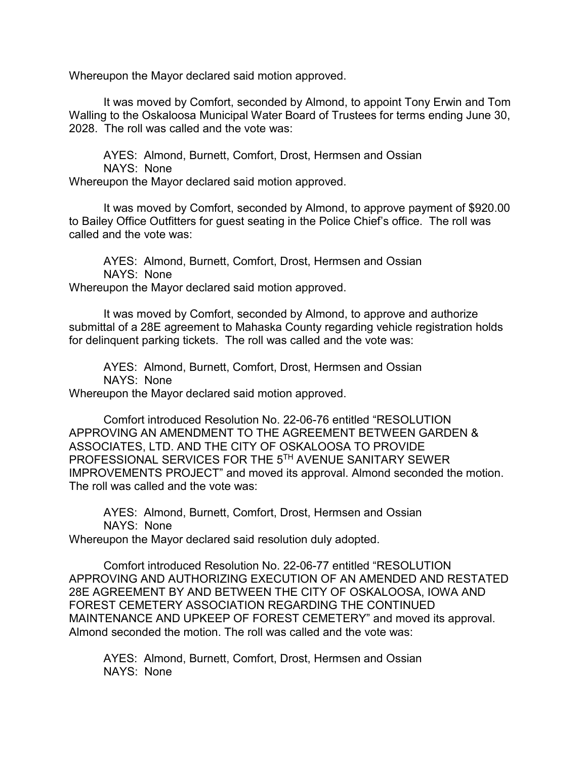Whereupon the Mayor declared said motion approved.

It was moved by Comfort, seconded by Almond, to appoint Tony Erwin and Tom Walling to the Oskaloosa Municipal Water Board of Trustees for terms ending June 30, 2028. The roll was called and the vote was:

AYES: Almond, Burnett, Comfort, Drost, Hermsen and Ossian
NAYS: None
Whereupon the Mayor declared said motion approved.

It was moved by Comfort, seconded by Almond, to approve payment of $920.00 to Bailey Office Outfitters for guest seating in the Police Chief's office. The roll was called and the vote was:

AYES: Almond, Burnett, Comfort, Drost, Hermsen and Ossian
NAYS: None
Whereupon the Mayor declared said motion approved.

It was moved by Comfort, seconded by Almond, to approve and authorize submittal of a 28E agreement to Mahaska County regarding vehicle registration holds for delinquent parking tickets. The roll was called and the vote was:

AYES: Almond, Burnett, Comfort, Drost, Hermsen and Ossian
NAYS: None
Whereupon the Mayor declared said motion approved.

Comfort introduced Resolution No. 22-06-76 entitled "RESOLUTION APPROVING AN AMENDMENT TO THE AGREEMENT BETWEEN GARDEN & ASSOCIATES, LTD. AND THE CITY OF OSKALOOSA TO PROVIDE PROFESSIONAL SERVICES FOR THE 5TH AVENUE SANITARY SEWER IMPROVEMENTS PROJECT" and moved its approval. Almond seconded the motion. The roll was called and the vote was:

AYES: Almond, Burnett, Comfort, Drost, Hermsen and Ossian
NAYS: None
Whereupon the Mayor declared said resolution duly adopted.

Comfort introduced Resolution No. 22-06-77 entitled "RESOLUTION APPROVING AND AUTHORIZING EXECUTION OF AN AMENDED AND RESTATED 28E AGREEMENT BY AND BETWEEN THE CITY OF OSKALOOSA, IOWA AND FOREST CEMETERY ASSOCIATION REGARDING THE CONTINUED MAINTENANCE AND UPKEEP OF FOREST CEMETERY" and moved its approval. Almond seconded the motion. The roll was called and the vote was:

AYES: Almond, Burnett, Comfort, Drost, Hermsen and Ossian
NAYS: None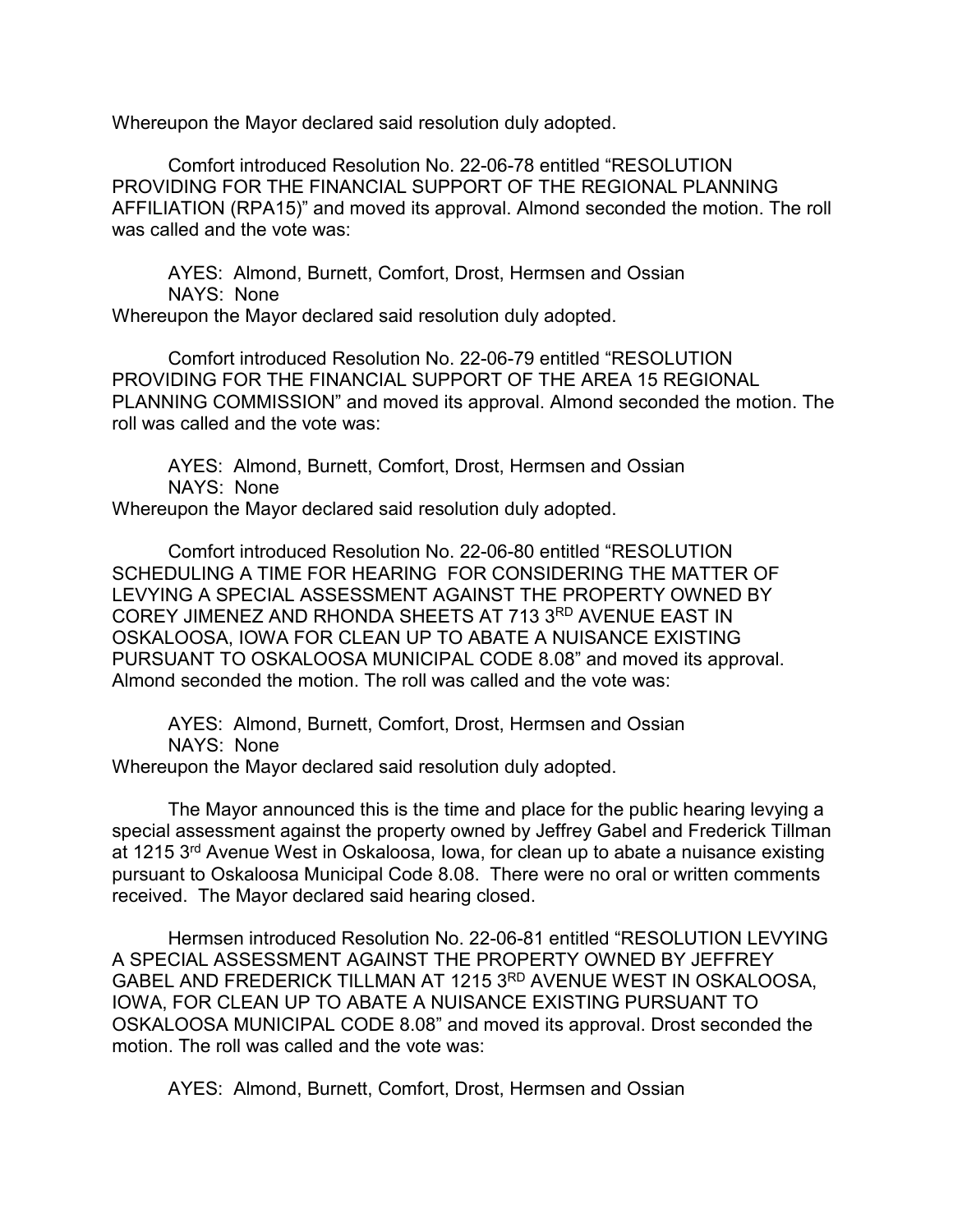Whereupon the Mayor declared said resolution duly adopted.

Comfort introduced Resolution No. 22-06-78 entitled "RESOLUTION PROVIDING FOR THE FINANCIAL SUPPORT OF THE REGIONAL PLANNING AFFILIATION (RPA15)" and moved its approval. Almond seconded the motion. The roll was called and the vote was:

AYES: Almond, Burnett, Comfort, Drost, Hermsen and Ossian
NAYS: None
Whereupon the Mayor declared said resolution duly adopted.

Comfort introduced Resolution No. 22-06-79 entitled "RESOLUTION PROVIDING FOR THE FINANCIAL SUPPORT OF THE AREA 15 REGIONAL PLANNING COMMISSION" and moved its approval. Almond seconded the motion. The roll was called and the vote was:

AYES: Almond, Burnett, Comfort, Drost, Hermsen and Ossian
NAYS: None
Whereupon the Mayor declared said resolution duly adopted.

Comfort introduced Resolution No. 22-06-80 entitled "RESOLUTION SCHEDULING A TIME FOR HEARING FOR CONSIDERING THE MATTER OF LEVYING A SPECIAL ASSESSMENT AGAINST THE PROPERTY OWNED BY COREY JIMENEZ AND RHONDA SHEETS AT 713 3RD AVENUE EAST IN OSKALOOSA, IOWA FOR CLEAN UP TO ABATE A NUISANCE EXISTING PURSUANT TO OSKALOOSA MUNICIPAL CODE 8.08" and moved its approval. Almond seconded the motion. The roll was called and the vote was:

AYES: Almond, Burnett, Comfort, Drost, Hermsen and Ossian
NAYS: None
Whereupon the Mayor declared said resolution duly adopted.

The Mayor announced this is the time and place for the public hearing levying a special assessment against the property owned by Jeffrey Gabel and Frederick Tillman at 1215 3rd Avenue West in Oskaloosa, Iowa, for clean up to abate a nuisance existing pursuant to Oskaloosa Municipal Code 8.08. There were no oral or written comments received. The Mayor declared said hearing closed.

Hermsen introduced Resolution No. 22-06-81 entitled "RESOLUTION LEVYING A SPECIAL ASSESSMENT AGAINST THE PROPERTY OWNED BY JEFFREY GABEL AND FREDERICK TILLMAN AT 1215 3RD AVENUE WEST IN OSKALOOSA, IOWA, FOR CLEAN UP TO ABATE A NUISANCE EXISTING PURSUANT TO OSKALOOSA MUNICIPAL CODE 8.08" and moved its approval. Drost seconded the motion. The roll was called and the vote was:

AYES: Almond, Burnett, Comfort, Drost, Hermsen and Ossian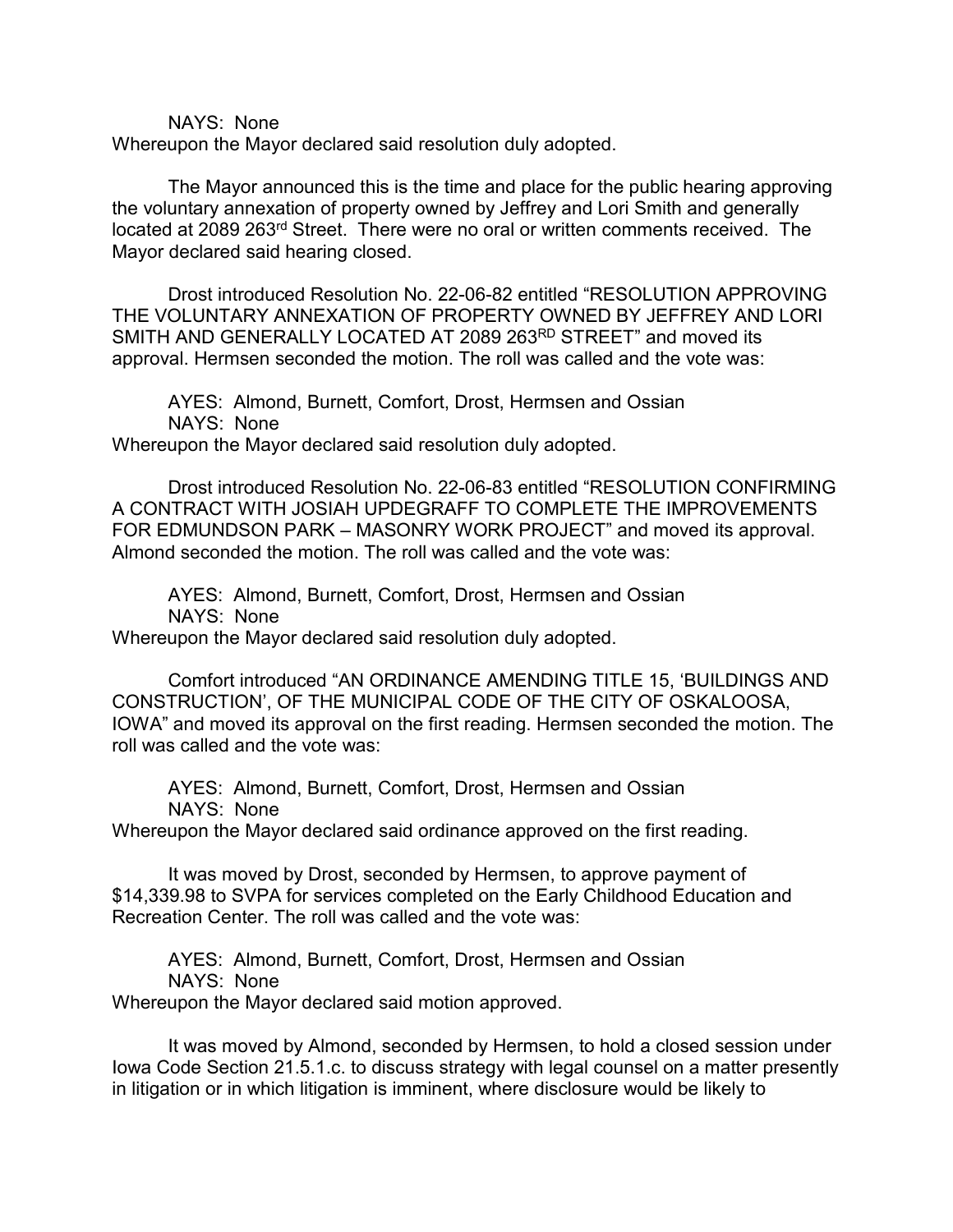NAYS: None
Whereupon the Mayor declared said resolution duly adopted.

The Mayor announced this is the time and place for the public hearing approving the voluntary annexation of property owned by Jeffrey and Lori Smith and generally located at 2089 263rd Street. There were no oral or written comments received. The Mayor declared said hearing closed.

Drost introduced Resolution No. 22-06-82 entitled "RESOLUTION APPROVING THE VOLUNTARY ANNEXATION OF PROPERTY OWNED BY JEFFREY AND LORI SMITH AND GENERALLY LOCATED AT 2089 263RD STREET" and moved its approval. Hermsen seconded the motion. The roll was called and the vote was:

AYES: Almond, Burnett, Comfort, Drost, Hermsen and Ossian
NAYS: None
Whereupon the Mayor declared said resolution duly adopted.

Drost introduced Resolution No. 22-06-83 entitled "RESOLUTION CONFIRMING A CONTRACT WITH JOSIAH UPDEGRAFF TO COMPLETE THE IMPROVEMENTS FOR EDMUNDSON PARK – MASONRY WORK PROJECT" and moved its approval. Almond seconded the motion. The roll was called and the vote was:

AYES: Almond, Burnett, Comfort, Drost, Hermsen and Ossian
NAYS: None
Whereupon the Mayor declared said resolution duly adopted.

Comfort introduced "AN ORDINANCE AMENDING TITLE 15, 'BUILDINGS AND CONSTRUCTION', OF THE MUNICIPAL CODE OF THE CITY OF OSKALOOSA, IOWA" and moved its approval on the first reading. Hermsen seconded the motion. The roll was called and the vote was:

AYES: Almond, Burnett, Comfort, Drost, Hermsen and Ossian
NAYS: None
Whereupon the Mayor declared said ordinance approved on the first reading.

It was moved by Drost, seconded by Hermsen, to approve payment of $14,339.98 to SVPA for services completed on the Early Childhood Education and Recreation Center. The roll was called and the vote was:

AYES: Almond, Burnett, Comfort, Drost, Hermsen and Ossian
NAYS: None
Whereupon the Mayor declared said motion approved.

It was moved by Almond, seconded by Hermsen, to hold a closed session under Iowa Code Section 21.5.1.c. to discuss strategy with legal counsel on a matter presently in litigation or in which litigation is imminent, where disclosure would be likely to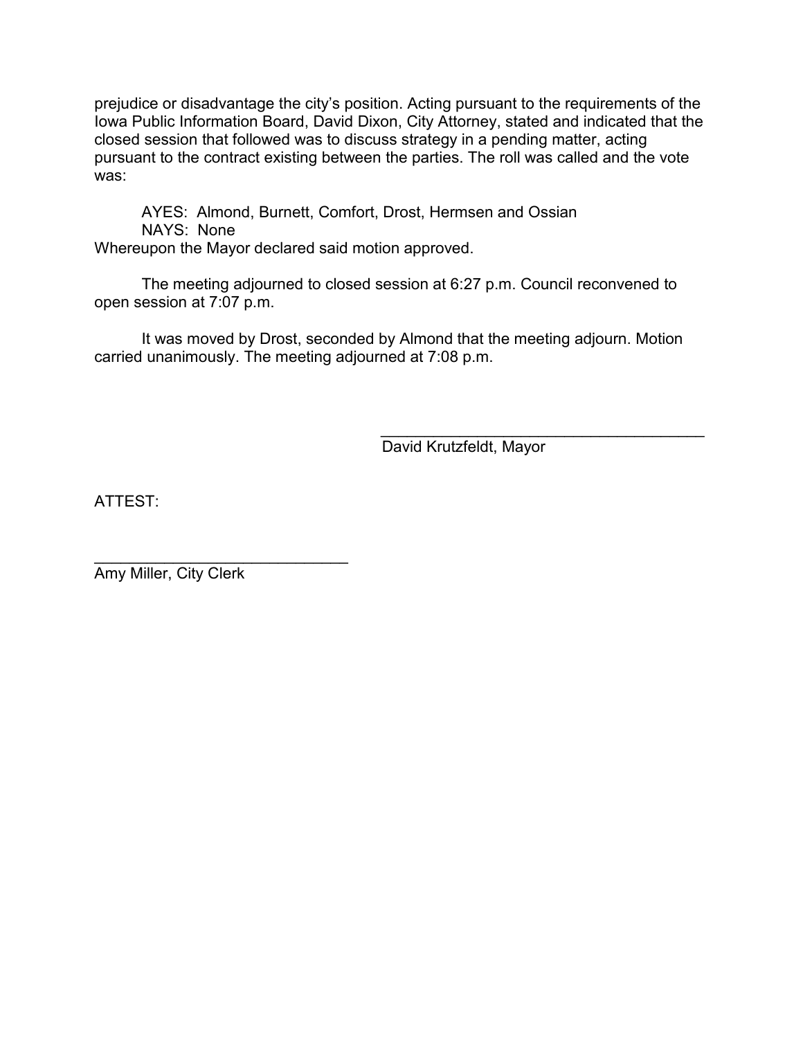prejudice or disadvantage the city's position. Acting pursuant to the requirements of the Iowa Public Information Board, David Dixon, City Attorney, stated and indicated that the closed session that followed was to discuss strategy in a pending matter, acting pursuant to the contract existing between the parties. The roll was called and the vote was:

AYES: Almond, Burnett, Comfort, Drost, Hermsen and Ossian
NAYS: None

Whereupon the Mayor declared said motion approved.

The meeting adjourned to closed session at 6:27 p.m. Council reconvened to open session at 7:07 p.m.

It was moved by Drost, seconded by Almond that the meeting adjourn. Motion carried unanimously. The meeting adjourned at 7:08 p.m.

______________________________________
David Krutzfeldt, Mayor

ATTEST:

______________________________
Amy Miller, City Clerk